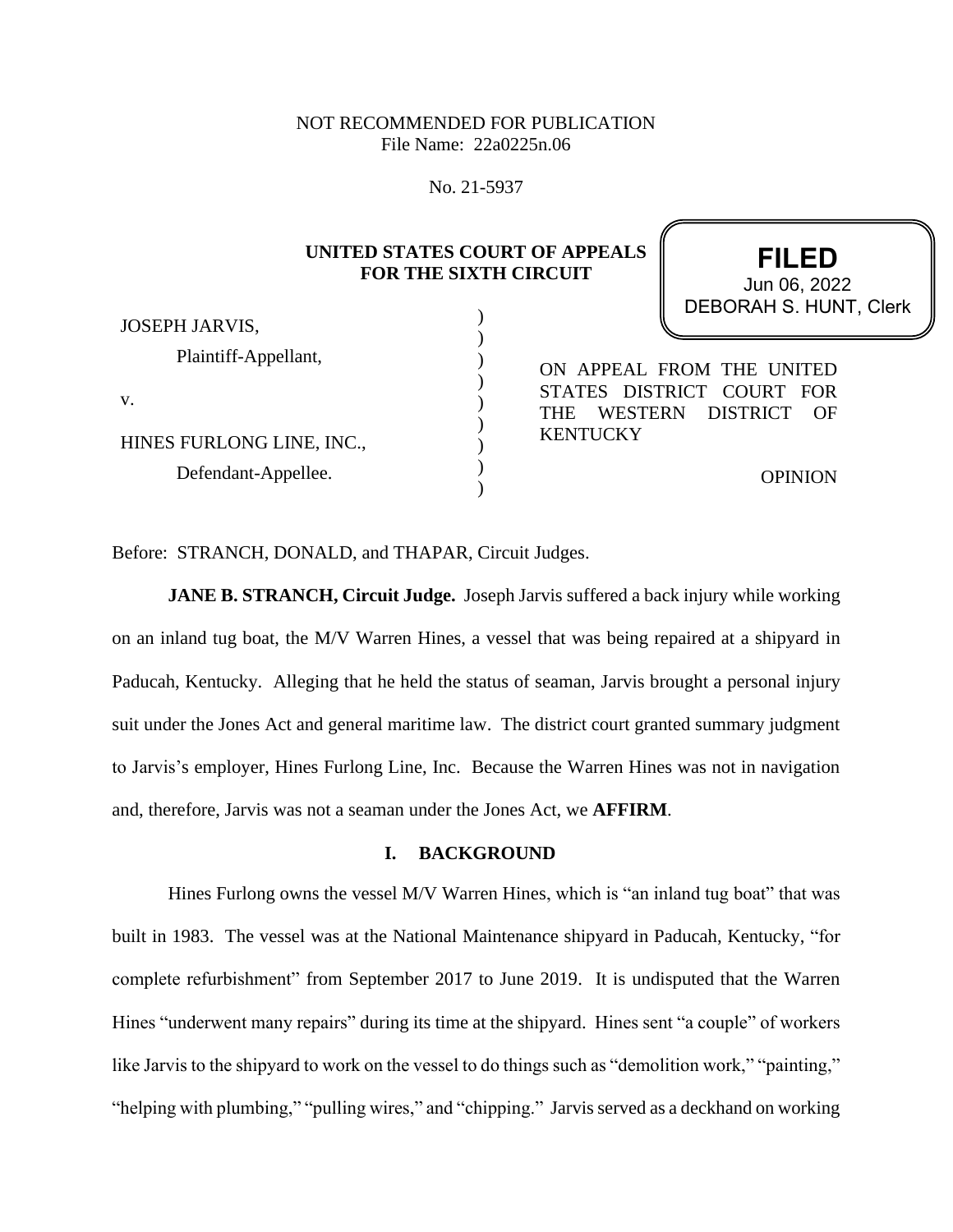NOT RECOMMENDED FOR PUBLICATION
File Name: 22a0225n.06

No. 21-5937

**UNITED STATES COURT OF APPEALS
FOR THE SIXTH CIRCUIT**

**FILED**
Jun 06, 2022
DEBORAH S. HUNT, Clerk

JOSEPH JARVIS,
Plaintiff-Appellant,

v.

HINES FURLONG LINE, INC.,
Defendant-Appellee.

ON APPEAL FROM THE UNITED STATES DISTRICT COURT FOR THE WESTERN DISTRICT OF KENTUCKY

OPINION

Before: STRANCH, DONALD, and THAPAR, Circuit Judges.

**JANE B. STRANCH, Circuit Judge.** Joseph Jarvis suffered a back injury while working on an inland tug boat, the M/V Warren Hines, a vessel that was being repaired at a shipyard in Paducah, Kentucky. Alleging that he held the status of seaman, Jarvis brought a personal injury suit under the Jones Act and general maritime law. The district court granted summary judgment to Jarvis's employer, Hines Furlong Line, Inc. Because the Warren Hines was not in navigation and, therefore, Jarvis was not a seaman under the Jones Act, we **AFFIRM**.

## I. BACKGROUND

Hines Furlong owns the vessel M/V Warren Hines, which is "an inland tug boat" that was built in 1983. The vessel was at the National Maintenance shipyard in Paducah, Kentucky, "for complete refurbishment" from September 2017 to June 2019. It is undisputed that the Warren Hines "underwent many repairs" during its time at the shipyard. Hines sent "a couple" of workers like Jarvis to the shipyard to work on the vessel to do things such as "demolition work," "painting," "helping with plumbing," "pulling wires," and "chipping." Jarvis served as a deckhand on working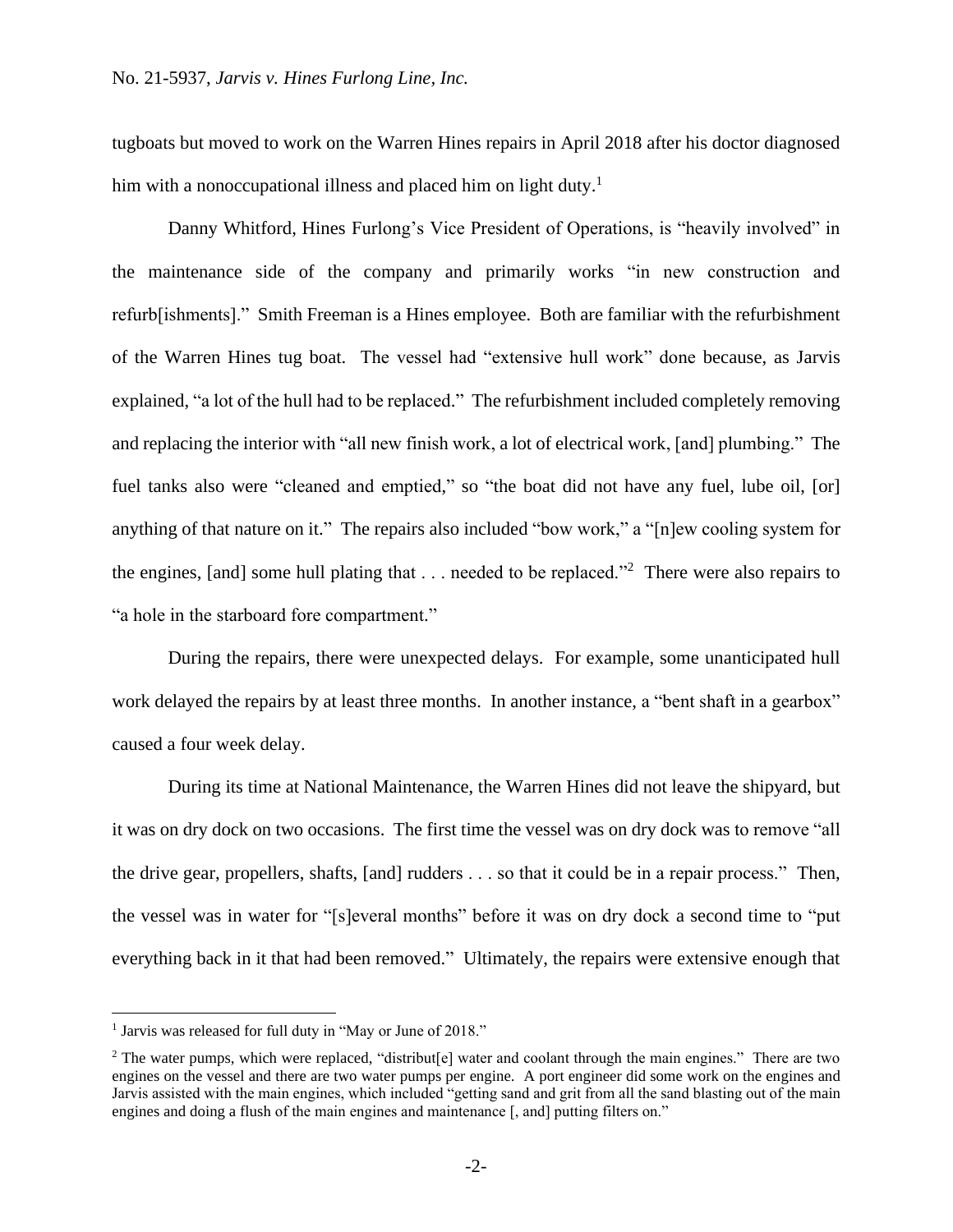tugboats but moved to work on the Warren Hines repairs in April 2018 after his doctor diagnosed him with a nonoccupational illness and placed him on light duty.[1]

Danny Whitford, Hines Furlong's Vice President of Operations, is "heavily involved" in the maintenance side of the company and primarily works "in new construction and refurb[ishments]." Smith Freeman is a Hines employee. Both are familiar with the refurbishment of the Warren Hines tug boat. The vessel had "extensive hull work" done because, as Jarvis explained, "a lot of the hull had to be replaced." The refurbishment included completely removing and replacing the interior with "all new finish work, a lot of electrical work, [and] plumbing." The fuel tanks also were "cleaned and emptied," so "the boat did not have any fuel, lube oil, [or] anything of that nature on it." The repairs also included "bow work," a "[n]ew cooling system for the engines, [and] some hull plating that . . . needed to be replaced."[2] There were also repairs to "a hole in the starboard fore compartment."

During the repairs, there were unexpected delays. For example, some unanticipated hull work delayed the repairs by at least three months. In another instance, a "bent shaft in a gearbox" caused a four week delay.

During its time at National Maintenance, the Warren Hines did not leave the shipyard, but it was on dry dock on two occasions. The first time the vessel was on dry dock was to remove "all the drive gear, propellers, shafts, [and] rudders . . . so that it could be in a repair process." Then, the vessel was in water for "[s]everal months" before it was on dry dock a second time to "put everything back in it that had been removed." Ultimately, the repairs were extensive enough that

---

[1] Jarvis was released for full duty in "May or June of 2018."

[2] The water pumps, which were replaced, "distribut[e] water and coolant through the main engines." There are two engines on the vessel and there are two water pumps per engine. A port engineer did some work on the engines and Jarvis assisted with the main engines, which included "getting sand and grit from all the sand blasting out of the main engines and doing a flush of the main engines and maintenance [, and] putting filters on."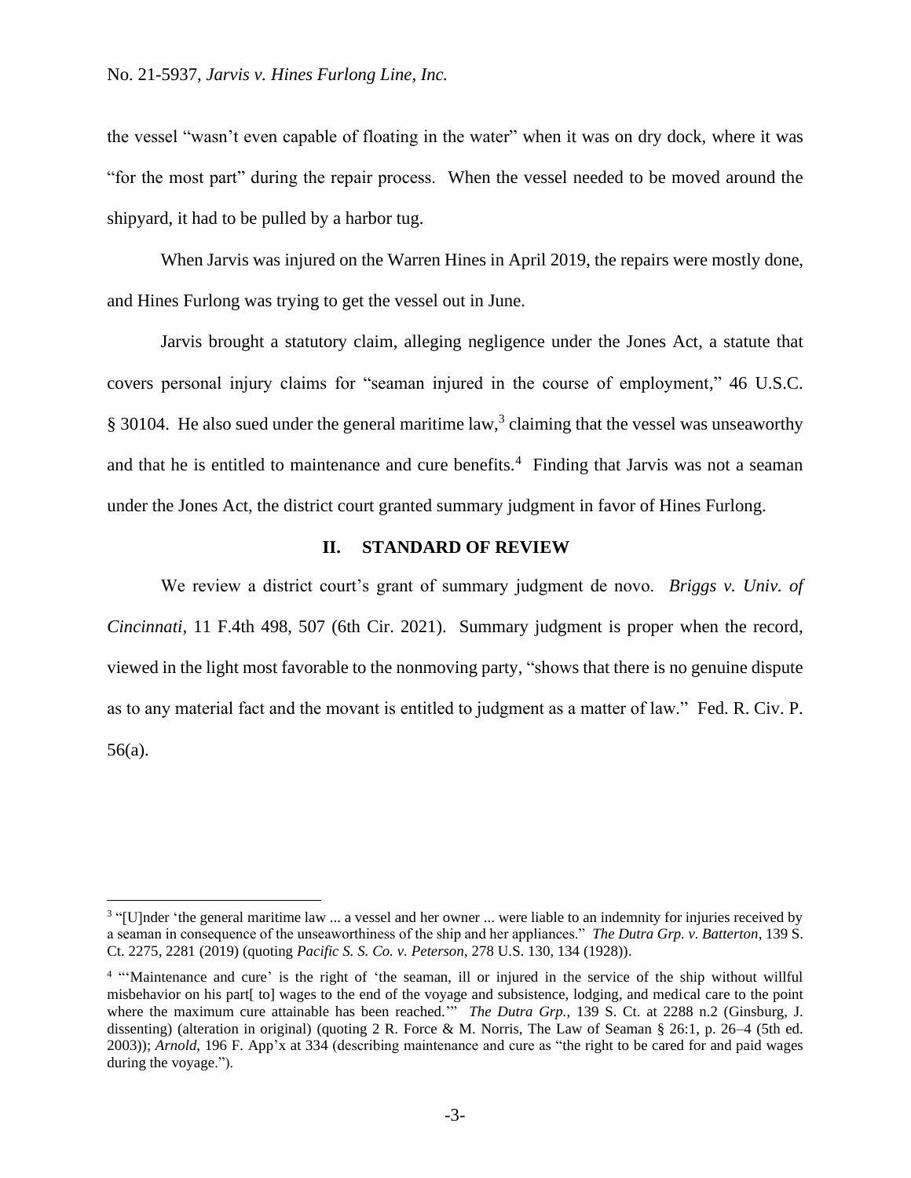the vessel "wasn't even capable of floating in the water" when it was on dry dock, where it was "for the most part" during the repair process. When the vessel needed to be moved around the shipyard, it had to be pulled by a harbor tug.

When Jarvis was injured on the Warren Hines in April 2019, the repairs were mostly done, and Hines Furlong was trying to get the vessel out in June.

Jarvis brought a statutory claim, alleging negligence under the Jones Act, a statute that covers personal injury claims for "seaman injured in the course of employment," 46 U.S.C. § 30104. He also sued under the general maritime law,[3] claiming that the vessel was unseaworthy and that he is entitled to maintenance and cure benefits.[4] Finding that Jarvis was not a seaman under the Jones Act, the district court granted summary judgment in favor of Hines Furlong.

## II. STANDARD OF REVIEW

We review a district court's grant of summary judgment de novo. *Briggs v. Univ. of Cincinnati*, 11 F.4th 498, 507 (6th Cir. 2021). Summary judgment is proper when the record, viewed in the light most favorable to the nonmoving party, "shows that there is no genuine dispute as to any material fact and the movant is entitled to judgment as a matter of law." Fed. R. Civ. P. 56(a).

---

[3] "[U]nder 'the general maritime law ... a vessel and her owner ... were liable to an indemnity for injuries received by a seaman in consequence of the unseaworthiness of the ship and her appliances." *The Dutra Grp. v. Batterton*, 139 S. Ct. 2275, 2281 (2019) (quoting *Pacific S. S. Co. v. Peterson*, 278 U.S. 130, 134 (1928)).

[4] "'Maintenance and cure' is the right of 'the seaman, ill or injured in the service of the ship without willful misbehavior on his part[ to] wages to the end of the voyage and subsistence, lodging, and medical care to the point where the maximum cure attainable has been reached.'" *The Dutra Grp.*, 139 S. Ct. at 2288 n.2 (Ginsburg, J. dissenting) (alteration in original) (quoting 2 R. Force & M. Norris, The Law of Seaman § 26:1, p. 26–4 (5th ed. 2003)); *Arnold*, 196 F. App'x at 334 (describing maintenance and cure as "the right to be cared for and paid wages during the voyage.").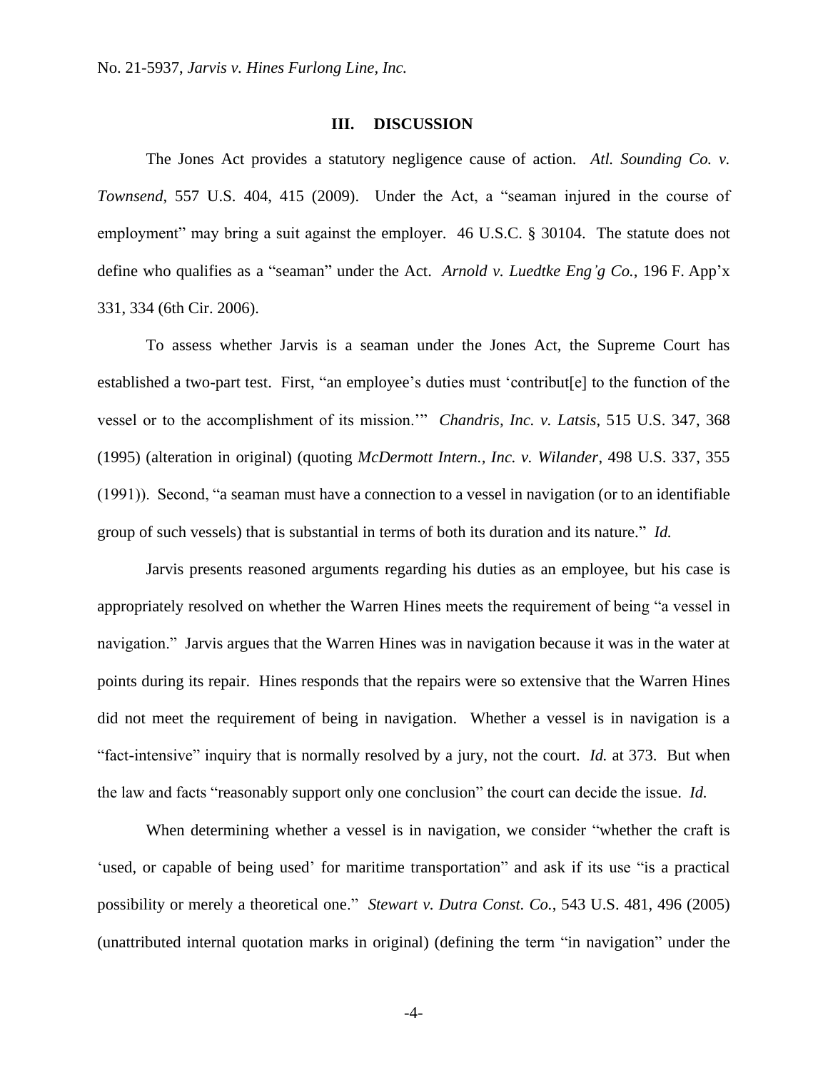### III. DISCUSSION

The Jones Act provides a statutory negligence cause of action. *Atl. Sounding Co. v. Townsend*, 557 U.S. 404, 415 (2009). Under the Act, a "seaman injured in the course of employment" may bring a suit against the employer. 46 U.S.C. § 30104. The statute does not define who qualifies as a "seaman" under the Act. *Arnold v. Luedtke Eng'g Co.*, 196 F. App'x 331, 334 (6th Cir. 2006).

To assess whether Jarvis is a seaman under the Jones Act, the Supreme Court has established a two-part test. First, "an employee's duties must 'contribut[e] to the function of the vessel or to the accomplishment of its mission.'" *Chandris, Inc. v. Latsis*, 515 U.S. 347, 368 (1995) (alteration in original) (quoting *McDermott Intern., Inc. v. Wilander*, 498 U.S. 337, 355 (1991)). Second, "a seaman must have a connection to a vessel in navigation (or to an identifiable group of such vessels) that is substantial in terms of both its duration and its nature." *Id.*

Jarvis presents reasoned arguments regarding his duties as an employee, but his case is appropriately resolved on whether the Warren Hines meets the requirement of being "a vessel in navigation." Jarvis argues that the Warren Hines was in navigation because it was in the water at points during its repair. Hines responds that the repairs were so extensive that the Warren Hines did not meet the requirement of being in navigation. Whether a vessel is in navigation is a "fact-intensive" inquiry that is normally resolved by a jury, not the court. *Id.* at 373. But when the law and facts "reasonably support only one conclusion" the court can decide the issue. *Id.*

When determining whether a vessel is in navigation, we consider "whether the craft is 'used, or capable of being used' for maritime transportation" and ask if its use "is a practical possibility or merely a theoretical one." *Stewart v. Dutra Const. Co.*, 543 U.S. 481, 496 (2005) (unattributed internal quotation marks in original) (defining the term "in navigation" under the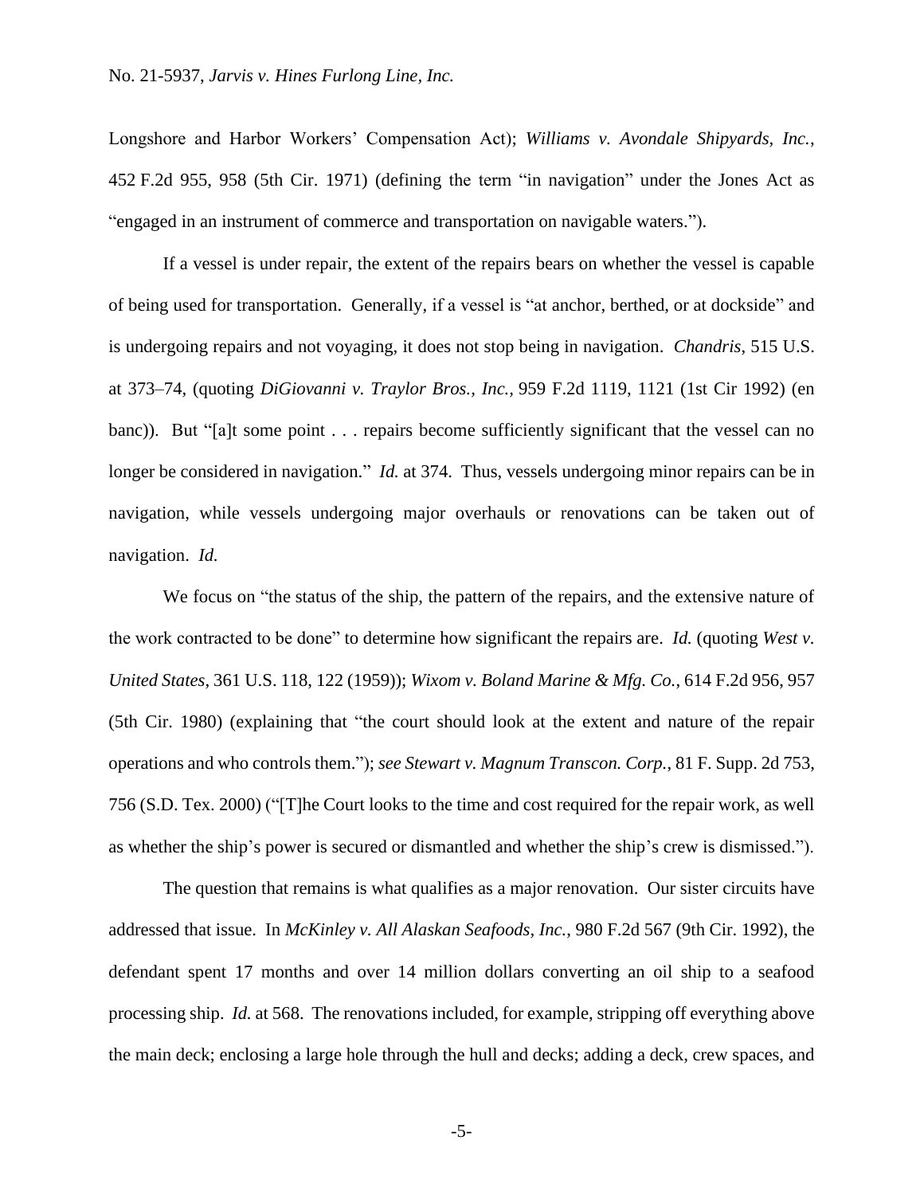Longshore and Harbor Workers' Compensation Act); *Williams v. Avondale Shipyards, Inc.*, 452 F.2d 955, 958 (5th Cir. 1971) (defining the term "in navigation" under the Jones Act as "engaged in an instrument of commerce and transportation on navigable waters.").

If a vessel is under repair, the extent of the repairs bears on whether the vessel is capable of being used for transportation. Generally, if a vessel is "at anchor, berthed, or at dockside" and is undergoing repairs and not voyaging, it does not stop being in navigation. *Chandris*, 515 U.S. at 373–74, (quoting *DiGiovanni v. Traylor Bros., Inc.*, 959 F.2d 1119, 1121 (1st Cir 1992) (en banc)). But "[a]t some point . . . repairs become sufficiently significant that the vessel can no longer be considered in navigation." *Id.* at 374. Thus, vessels undergoing minor repairs can be in navigation, while vessels undergoing major overhauls or renovations can be taken out of navigation. *Id.*

We focus on "the status of the ship, the pattern of the repairs, and the extensive nature of the work contracted to be done" to determine how significant the repairs are. *Id.* (quoting *West v. United States*, 361 U.S. 118, 122 (1959)); *Wixom v. Boland Marine & Mfg. Co.*, 614 F.2d 956, 957 (5th Cir. 1980) (explaining that "the court should look at the extent and nature of the repair operations and who controls them."); *see Stewart v. Magnum Transcon. Corp.*, 81 F. Supp. 2d 753, 756 (S.D. Tex. 2000) ("[T]he Court looks to the time and cost required for the repair work, as well as whether the ship's power is secured or dismantled and whether the ship's crew is dismissed.").

The question that remains is what qualifies as a major renovation. Our sister circuits have addressed that issue. In *McKinley v. All Alaskan Seafoods, Inc.*, 980 F.2d 567 (9th Cir. 1992), the defendant spent 17 months and over 14 million dollars converting an oil ship to a seafood processing ship. *Id.* at 568. The renovations included, for example, stripping off everything above the main deck; enclosing a large hole through the hull and decks; adding a deck, crew spaces, and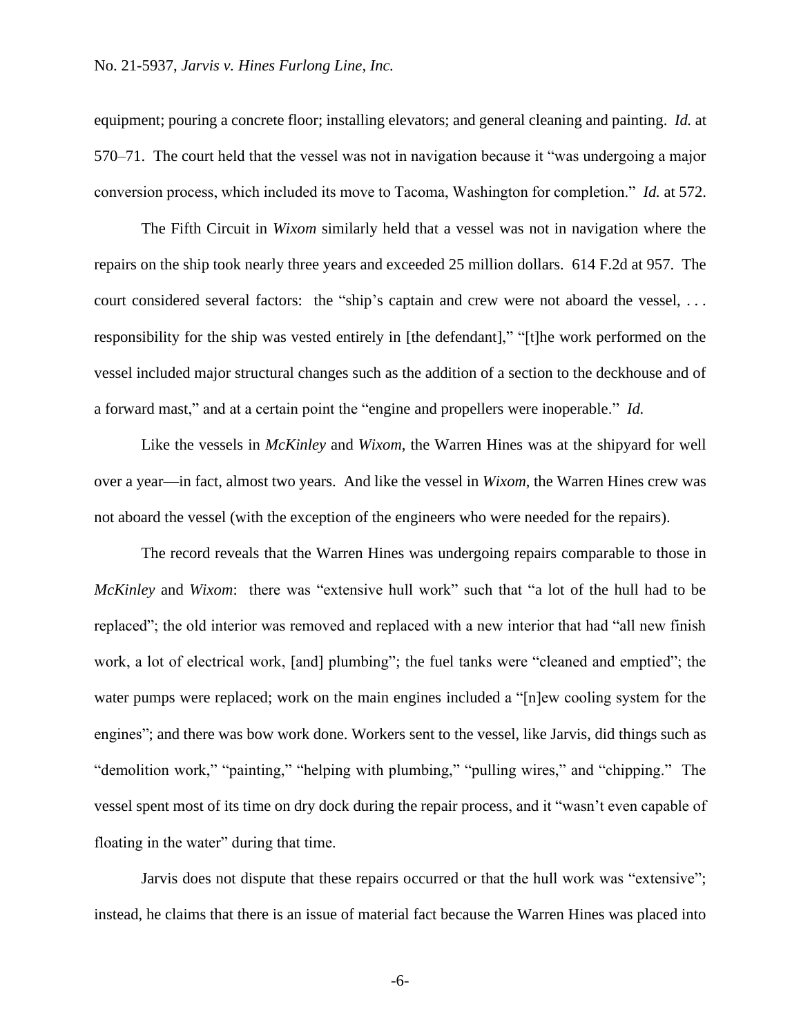equipment; pouring a concrete floor; installing elevators; and general cleaning and painting. *Id.* at 570–71. The court held that the vessel was not in navigation because it "was undergoing a major conversion process, which included its move to Tacoma, Washington for completion." *Id.* at 572.

The Fifth Circuit in *Wixom* similarly held that a vessel was not in navigation where the repairs on the ship took nearly three years and exceeded 25 million dollars. 614 F.2d at 957. The court considered several factors: the "ship's captain and crew were not aboard the vessel, . . . responsibility for the ship was vested entirely in [the defendant]," "[t]he work performed on the vessel included major structural changes such as the addition of a section to the deckhouse and of a forward mast," and at a certain point the "engine and propellers were inoperable." *Id.*

Like the vessels in *McKinley* and *Wixom*, the Warren Hines was at the shipyard for well over a year—in fact, almost two years. And like the vessel in *Wixom*, the Warren Hines crew was not aboard the vessel (with the exception of the engineers who were needed for the repairs).

The record reveals that the Warren Hines was undergoing repairs comparable to those in *McKinley* and *Wixom*: there was "extensive hull work" such that "a lot of the hull had to be replaced"; the old interior was removed and replaced with a new interior that had "all new finish work, a lot of electrical work, [and] plumbing"; the fuel tanks were "cleaned and emptied"; the water pumps were replaced; work on the main engines included a "[n]ew cooling system for the engines"; and there was bow work done. Workers sent to the vessel, like Jarvis, did things such as "demolition work," "painting," "helping with plumbing," "pulling wires," and "chipping." The vessel spent most of its time on dry dock during the repair process, and it "wasn't even capable of floating in the water" during that time.

Jarvis does not dispute that these repairs occurred or that the hull work was "extensive"; instead, he claims that there is an issue of material fact because the Warren Hines was placed into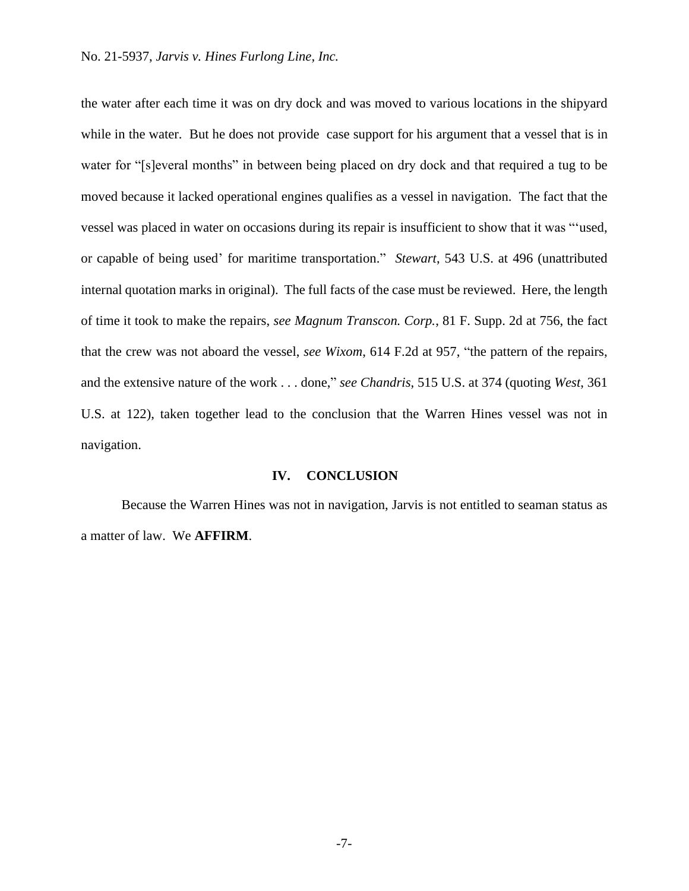the water after each time it was on dry dock and was moved to various locations in the shipyard while in the water. But he does not provide case support for his argument that a vessel that is in water for "[s]everal months" in between being placed on dry dock and that required a tug to be moved because it lacked operational engines qualifies as a vessel in navigation. The fact that the vessel was placed in water on occasions during its repair is insufficient to show that it was "'used, or capable of being used' for maritime transportation." *Stewart*, 543 U.S. at 496 (unattributed internal quotation marks in original). The full facts of the case must be reviewed. Here, the length of time it took to make the repairs, *see Magnum Transcon. Corp.*, 81 F. Supp. 2d at 756, the fact that the crew was not aboard the vessel, *see Wixom*, 614 F.2d at 957, "the pattern of the repairs, and the extensive nature of the work . . . done," *see Chandris*, 515 U.S. at 374 (quoting *West*, 361 U.S. at 122), taken together lead to the conclusion that the Warren Hines vessel was not in navigation.

## IV. CONCLUSION

Because the Warren Hines was not in navigation, Jarvis is not entitled to seaman status as a matter of law. We **AFFIRM**.